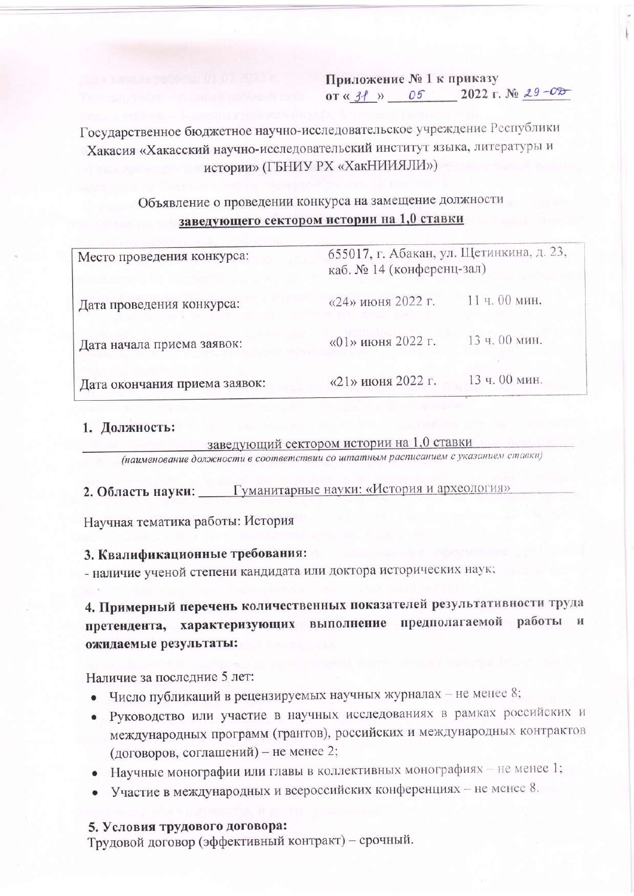**Приложение № 1 к приказу**
**от «31» 05 2022 г. № 29-ОД**

Государственное бюджетное научно-исследовательское учреждение Республики Хакасия «Хакасский научно-исследовательский институт языка, литературы и истории» (ГБНИУ РХ «ХакНИИЯЛИ»)

Объявление о проведении конкурса на замещение должности **заведующего сектором истории на 1,0 ставки**

| Место проведения конкурса: | 655017, г. Абакан, ул. Щетинкина, д. 23, каб. № 14 (конференц-зал) | |
|---|---|---|
| Дата проведения конкурса: | «24» июня 2022 г. | 11 ч. 00 мин. |
| Дата начала приема заявок: | «01» июня 2022 г. | 13 ч. 00 мин. |
| Дата окончания приема заявок: | «21» июня 2022 г. | 13 ч. 00 мин. |

1. **Должность:**

заведующий сектором истории на 1,0 ставки

*(наименование должности в соответствии со штатным расписанием с указанием ставки)*

**2. Область науки:** Гуманитарные науки: «История и археология»

Научная тематика работы: История

**3. Квалификационные требования:**

- наличие ученой степени кандидата или доктора исторических наук;

**4. Примерный перечень количественных показателей результативности труда претендента, характеризующих выполнение предполагаемой работы и ожидаемые результаты:**

Наличие за последние 5 лет:

- Число публикаций в рецензируемых научных журналах – не менее 8;
- Руководство или участие в научных исследованиях в рамках российских и международных программ (грантов), российских и международных контрактов (договоров, соглашений) – не менее 2;
- Научные монографии или главы в коллективных монографиях – не менее 1;
- Участие в международных и всероссийских конференциях – не менее 8.

**5. Условия трудового договора:**

Трудовой договор (эффективный контракт) – срочный.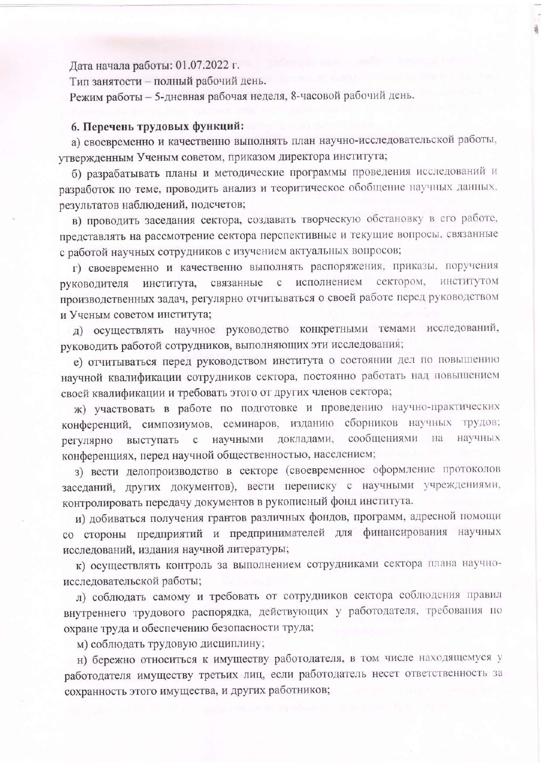Дата начала работы: 01.07.2022 г.

Тип занятости – полный рабочий день.

Режим работы – 5-дневная рабочая неделя, 8-часовой рабочий день.

**6. Перечень трудовых функций:**

а) своевременно и качественно выполнять план научно-исследовательской работы, утвержденным Ученым советом, приказом директора института;

б) разрабатывать планы и методические программы проведения исследований и разработок по теме, проводить анализ и теоритическое обобщение научных данных, результатов наблюдений, подсчетов;

в) проводить заседания сектора, создавать творческую обстановку в его работе, представлять на рассмотрение сектора перспективные и текущие вопросы, связанные с работой научных сотрудников с изучением актуальных вопросов;

г) своевременно и качественно выполнять распоряжения, приказы, поручения руководителя института, связанные с исполнением сектором, институтом производственных задач, регулярно отчитываться о своей работе перед руководством и Ученым советом института;

д) осуществлять научное руководство конкретными темами исследований, руководить работой сотрудников, выполняющих эти исследования;

е) отчитываться перед руководством института о состоянии дел по повышению научной квалификации сотрудников сектора, постоянно работать над повышением своей квалификации и требовать этого от других членов сектора;

ж) участвовать в работе по подготовке и проведению научно-практических конференций, симпозиумов, семинаров, изданию сборников научных трудов; регулярно выступать с научными докладами, сообщениями на научных конференциях, перед научной общественностью, населением;

з) вести делопроизводство в секторе (своевременное оформление протоколов заседаний, других документов), вести переписку с научными учреждениями, контролировать передачу документов в рукописный фонд института.

и) добиваться получения грантов различных фондов, программ, адресной помощи со стороны предприятий и предпринимателей для финансирования научных исследований, издания научной литературы;

к) осуществлять контроль за выполнением сотрудниками сектора плана научно-исследовательской работы;

л) соблюдать самому и требовать от сотрудников сектора соблюдения правил внутреннего трудового распорядка, действующих у работодателя, требования по охране труда и обеспечению безопасности труда;

м) соблюдать трудовую дисциплину;

н) бережно относиться к имуществу работодателя, в том числе находящемуся у работодателя имуществу третьих лиц, если работодатель несет ответственность за сохранность этого имущества, и других работников;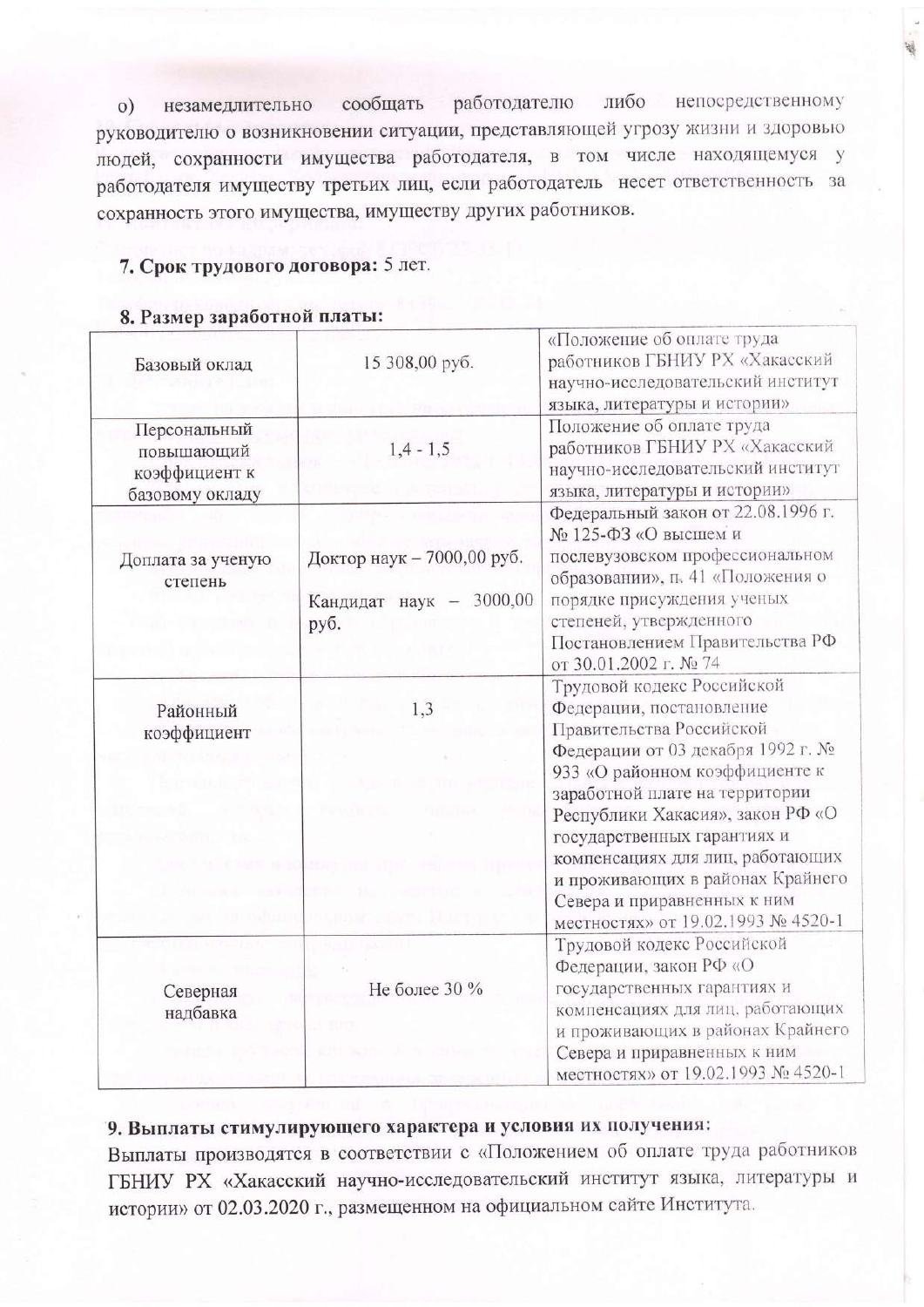о) незамедлительно сообщать работодателю либо непосредственному руководителю о возникновении ситуации, представляющей угрозу жизни и здоровью людей, сохранности имущества работодателя, в том числе находящемуся у работодателя имуществу третьих лиц, если работодатель несет ответственность за сохранность этого имущества, имуществу других работников.

**7. Срок трудового договора:** 5 лет.

**8. Размер заработной платы:**

| | | |
|---|---|---|
| Базовый оклад | 15 308,00 руб. | «Положение об оплате труда работников ГБНИУ РХ «Хакасский научно-исследовательский институт языка, литературы и истории» |
| Персональный повышающий коэффициент к базовому окладу | 1,4 - 1,5 | Положение об оплате труда работников ГБНИУ РХ «Хакасский научно-исследовательский институт языка, литературы и истории» |
| Доплата за ученую степень | Доктор наук – 7000,00 руб.<br>Кандидат наук – 3000,00 руб. | Федеральный закон от 22.08.1996 г. № 125-ФЗ «О высшем и послевузовском профессиональном образовании», п. 41 «Положения о порядке присуждения ученых степеней, утвержденного Постановлением Правительства РФ от 30.01.2002 г. № 74 |
| Районный коэффициент | 1,3 | Трудовой кодекс Российской Федерации, постановление Правительства Российской Федерации от 03 декабря 1992 г. № 933 «О районном коэффициенте к заработной плате на территории Республики Хакасия», закон РФ «О государственных гарантиях и компенсациях для лиц, работающих и проживающих в районах Крайнего Севера и приравненных к ним местностях» от 19.02.1993 № 4520-1 |
| Северная надбавка | Не более 30 % | Трудовой кодекс Российской Федерации, закон РФ «О государственных гарантиях и компенсациях для лиц, работающих и проживающих в районах Крайнего Севера и приравненных к ним местностях» от 19.02.1993 № 4520-1 |

**9. Выплаты стимулирующего характера и условия их получения:**

Выплаты производятся в соответствии с «Положением об оплате труда работников ГБНИУ РХ «Хакасский научно-исследовательский институт языка, литературы и истории» от 02.03.2020 г., размещенном на официальном сайте Института.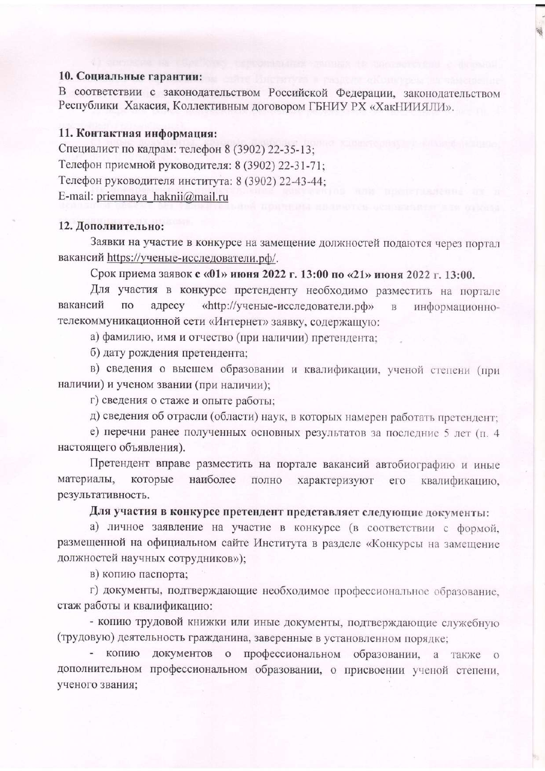**10. Социальные гарантии:**

В соответствии с законодательством Российской Федерации, законодательством Республики Хакасия, Коллективным договором ГБНИУ РХ «ХакНИИЯЛИ».

**11. Контактная информация:**

Специалист по кадрам: телефон 8 (3902) 22-35-13;

Телефон приемной руководителя: 8 (3902) 22-31-71;

Телефон руководителя института: 8 (3902) 22-43-44;

E-mail: priemnaya_haknii@mail.ru

**12. Дополнительно:**

Заявки на участие в конкурсе на замещение должностей подаются через портал вакансий https://ученые-исследователи.рф/.

Срок приема заявок **с «01» июня 2022 г. 13:00 по «21» июня 2022 г. 13:00.**

Для участия в конкурсе претенденту необходимо разместить на портале вакансий по адресу «http://ученые-исследователи.рф» в информационно-телекоммуникационной сети «Интернет» заявку, содержащую:

а) фамилию, имя и отчество (при наличии) претендента;

б) дату рождения претендента;

в) сведения о высшем образовании и квалификации, ученой степени (при наличии) и ученом звании (при наличии);

г) сведения о стаже и опыте работы;

д) сведения об отрасли (области) наук, в которых намерен работать претендент;

е) перечни ранее полученных основных результатов за последние 5 лет (п. 4 настоящего объявления).

Претендент вправе разместить на портале вакансий автобиографию и иные материалы, которые наиболее полно характеризуют его квалификацию, результативность.

**Для участия в конкурсе претендент представляет следующие документы:**

а) личное заявление на участие в конкурсе (в соответствии с формой, размещенной на официальном сайте Института в разделе «Конкурсы на замещение должностей научных сотрудников»);

в) копию паспорта;

г) документы, подтверждающие необходимое профессиональное образование, стаж работы и квалификацию:

- копию трудовой книжки или иные документы, подтверждающие служебную (трудовую) деятельность гражданина, заверенные в установленном порядке;

- копию документов о профессиональном образовании, а также о дополнительном профессиональном образовании, о присвоении ученой степени, ученого звания;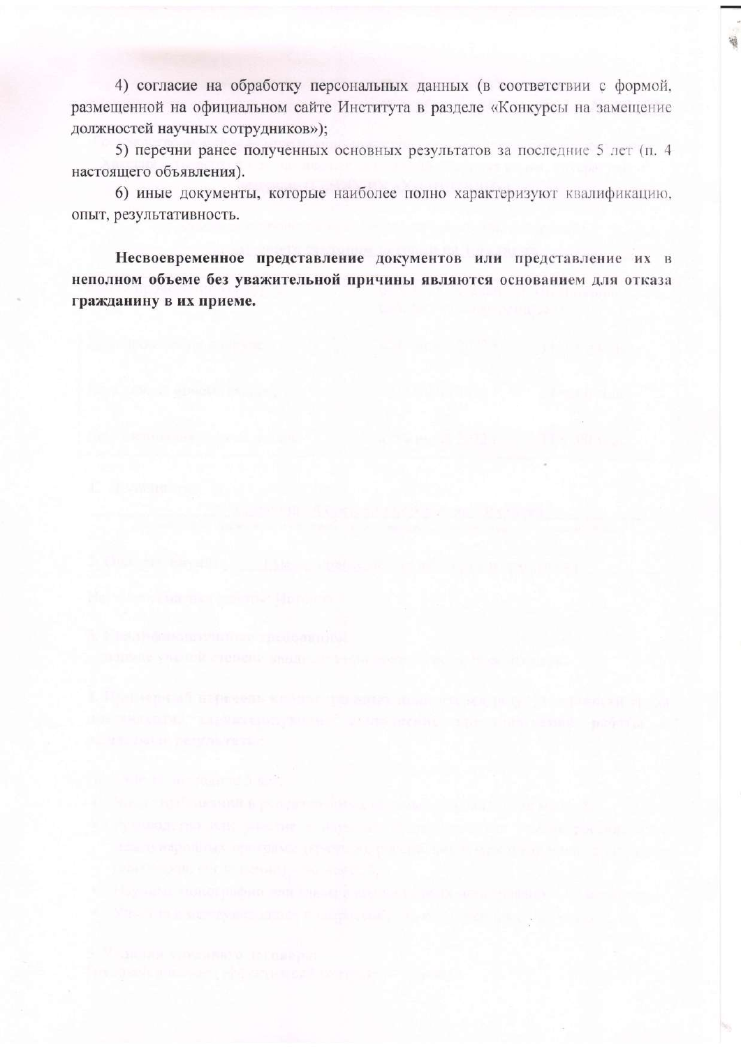4) согласие на обработку персональных данных (в соответствии с формой, размещенной на официальном сайте Института в разделе «Конкурсы на замещение должностей научных сотрудников»);

5) перечни ранее полученных основных результатов за последние 5 лет (п. 4 настоящего объявления).

6) иные документы, которые наиболее полно характеризуют квалификацию, опыт, результативность.

**Несвоевременное представление документов или представление их в неполном объеме без уважительной причины являются основанием для отказа гражданину в их приеме.**